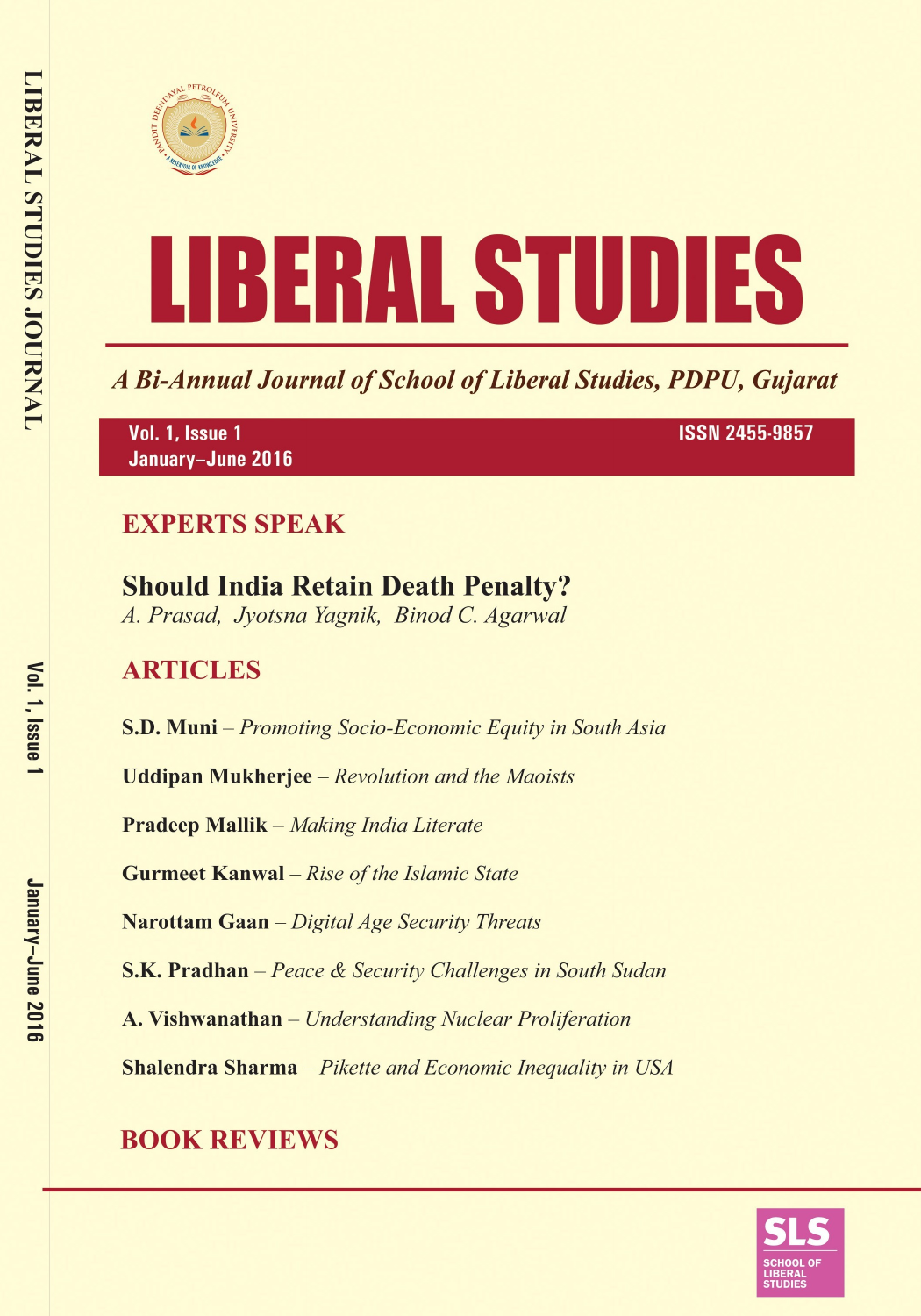# LIBERAL STUDIES

*A Bi-Annual Journal of School of Liberal Studies, PDPU, Gujarat*

**Vol. 1, Issue 1** **ISSN 2455-9857**
**January–June 2016**

## EXPERTS SPEAK

### Should India Retain Death Penalty?

*A. Prasad, Jyotsna Yagnik, Binod C. Agarwal*

## ARTICLES

**S.D. Muni** – *Promoting Socio-Economic Equity in South Asia*

**Uddipan Mukherjee** – *Revolution and the Maoists*

**Pradeep Mallik** – *Making India Literate*

**Gurmeet Kanwal** – *Rise of the Islamic State*

**Narottam Gaan** – *Digital Age Security Threats*

**S.K. Pradhan** – *Peace & Security Challenges in South Sudan*

**A. Vishwanathan** – *Understanding Nuclear Proliferation*

**Shalendra Sharma** – *Pikette and Economic Inequality in USA*

## BOOK REVIEWS

SLS
SCHOOL OF LIBERAL STUDIES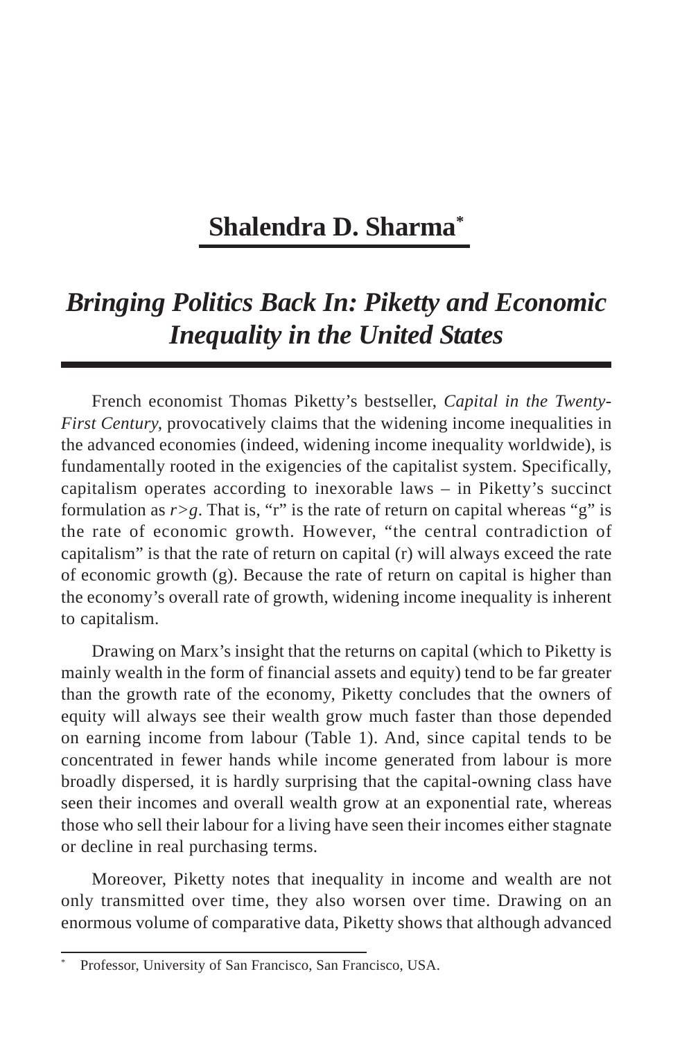# Shalendra D. Sharma[*]

## *Bringing Politics Back In: Piketty and Economic Inequality in the United States*

French economist Thomas Piketty's bestseller, *Capital in the Twenty-First Century,* provocatively claims that the widening income inequalities in the advanced economies (indeed, widening income inequality worldwide), is fundamentally rooted in the exigencies of the capitalist system. Specifically, capitalism operates according to inexorable laws – in Piketty's succinct formulation as $r>g$. That is, "r" is the rate of return on capital whereas "g" is the rate of economic growth. However, "the central contradiction of capitalism" is that the rate of return on capital (r) will always exceed the rate of economic growth (g). Because the rate of return on capital is higher than the economy's overall rate of growth, widening income inequality is inherent to capitalism.

Drawing on Marx's insight that the returns on capital (which to Piketty is mainly wealth in the form of financial assets and equity) tend to be far greater than the growth rate of the economy, Piketty concludes that the owners of equity will always see their wealth grow much faster than those depended on earning income from labour (Table 1). And, since capital tends to be concentrated in fewer hands while income generated from labour is more broadly dispersed, it is hardly surprising that the capital-owning class have seen their incomes and overall wealth grow at an exponential rate, whereas those who sell their labour for a living have seen their incomes either stagnate or decline in real purchasing terms.

Moreover, Piketty notes that inequality in income and wealth are not only transmitted over time, they also worsen over time. Drawing on an enormous volume of comparative data, Piketty shows that although advanced

---

[*] Professor, University of San Francisco, San Francisco, USA.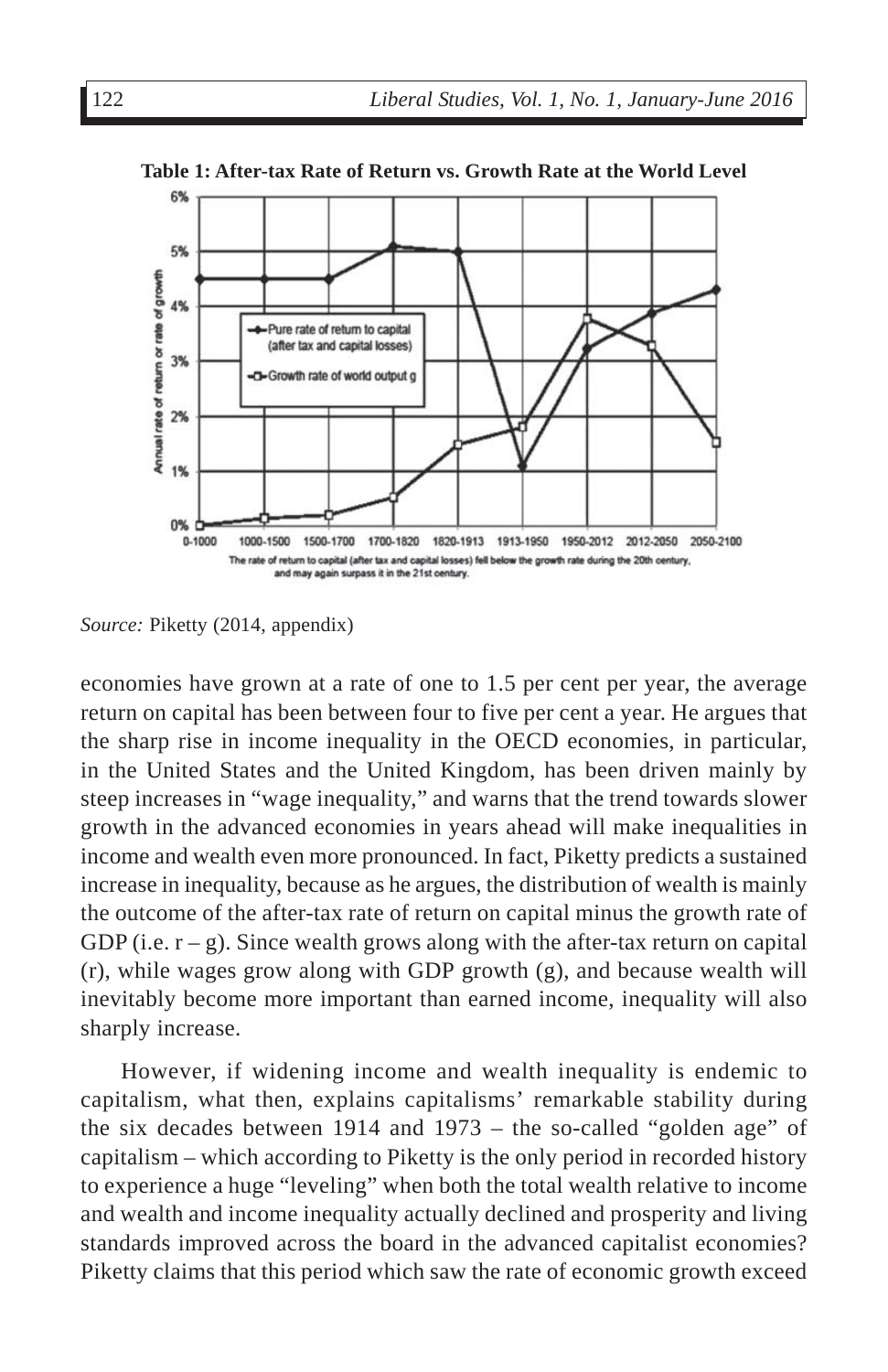**Table 1: After-tax Rate of Return vs. Growth Rate at the World Level**

*Source:* Piketty (2014, appendix)

economies have grown at a rate of one to 1.5 per cent per year, the average return on capital has been between four to five per cent a year. He argues that the sharp rise in income inequality in the OECD economies, in particular, in the United States and the United Kingdom, has been driven mainly by steep increases in "wage inequality," and warns that the trend towards slower growth in the advanced economies in years ahead will make inequalities in income and wealth even more pronounced. In fact, Piketty predicts a sustained increase in inequality, because as he argues, the distribution of wealth is mainly the outcome of the after-tax rate of return on capital minus the growth rate of GDP (i.e. $r - g$). Since wealth grows along with the after-tax return on capital ($r$), while wages grow along with GDP growth ($g$), and because wealth will inevitably become more important than earned income, inequality will also sharply increase.

However, if widening income and wealth inequality is endemic to capitalism, what then, explains capitalisms' remarkable stability during the six decades between 1914 and 1973 – the so-called "golden age" of capitalism – which according to Piketty is the only period in recorded history to experience a huge "leveling" when both the total wealth relative to income and wealth and income inequality actually declined and prosperity and living standards improved across the board in the advanced capitalist economies? Piketty claims that this period which saw the rate of economic growth exceed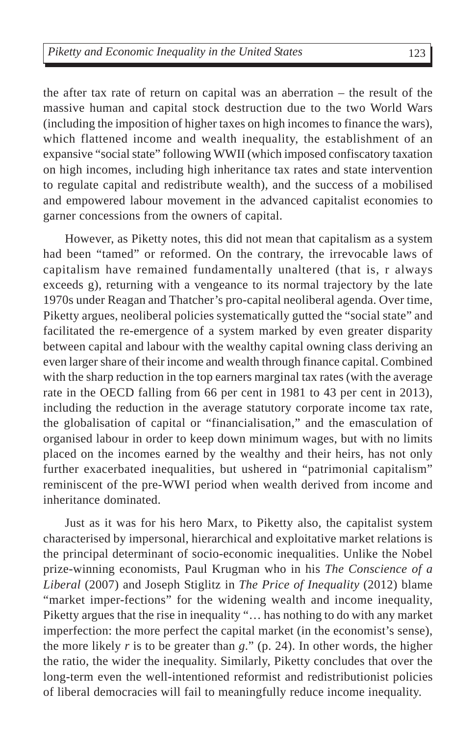the after tax rate of return on capital was an aberration – the result of the massive human and capital stock destruction due to the two World Wars (including the imposition of higher taxes on high incomes to finance the wars), which flattened income and wealth inequality, the establishment of an expansive "social state" following WWII (which imposed confiscatory taxation on high incomes, including high inheritance tax rates and state intervention to regulate capital and redistribute wealth), and the success of a mobilised and empowered labour movement in the advanced capitalist economies to garner concessions from the owners of capital.

However, as Piketty notes, this did not mean that capitalism as a system had been "tamed" or reformed. On the contrary, the irrevocable laws of capitalism have remained fundamentally unaltered (that is, r always exceeds g), returning with a vengeance to its normal trajectory by the late 1970s under Reagan and Thatcher's pro-capital neoliberal agenda. Over time, Piketty argues, neoliberal policies systematically gutted the "social state" and facilitated the re-emergence of a system marked by even greater disparity between capital and labour with the wealthy capital owning class deriving an even larger share of their income and wealth through finance capital. Combined with the sharp reduction in the top earners marginal tax rates (with the average rate in the OECD falling from 66 per cent in 1981 to 43 per cent in 2013), including the reduction in the average statutory corporate income tax rate, the globalisation of capital or "financialisation," and the emasculation of organised labour in order to keep down minimum wages, but with no limits placed on the incomes earned by the wealthy and their heirs, has not only further exacerbated inequalities, but ushered in "patrimonial capitalism" reminiscent of the pre-WWI period when wealth derived from income and inheritance dominated.

Just as it was for his hero Marx, to Piketty also, the capitalist system characterised by impersonal, hierarchical and exploitative market relations is the principal determinant of socio-economic inequalities. Unlike the Nobel prize-winning economists, Paul Krugman who in his *The Conscience of a Liberal* (2007) and Joseph Stiglitz in *The Price of Inequality* (2012) blame "market imper-fections" for the widening wealth and income inequality, Piketty argues that the rise in inequality "… has nothing to do with any market imperfection: the more perfect the capital market (in the economist's sense), the more likely *r* is to be greater than *g*." (p. 24). In other words, the higher the ratio, the wider the inequality. Similarly, Piketty concludes that over the long-term even the well-intentioned reformist and redistributionist policies of liberal democracies will fail to meaningfully reduce income inequality.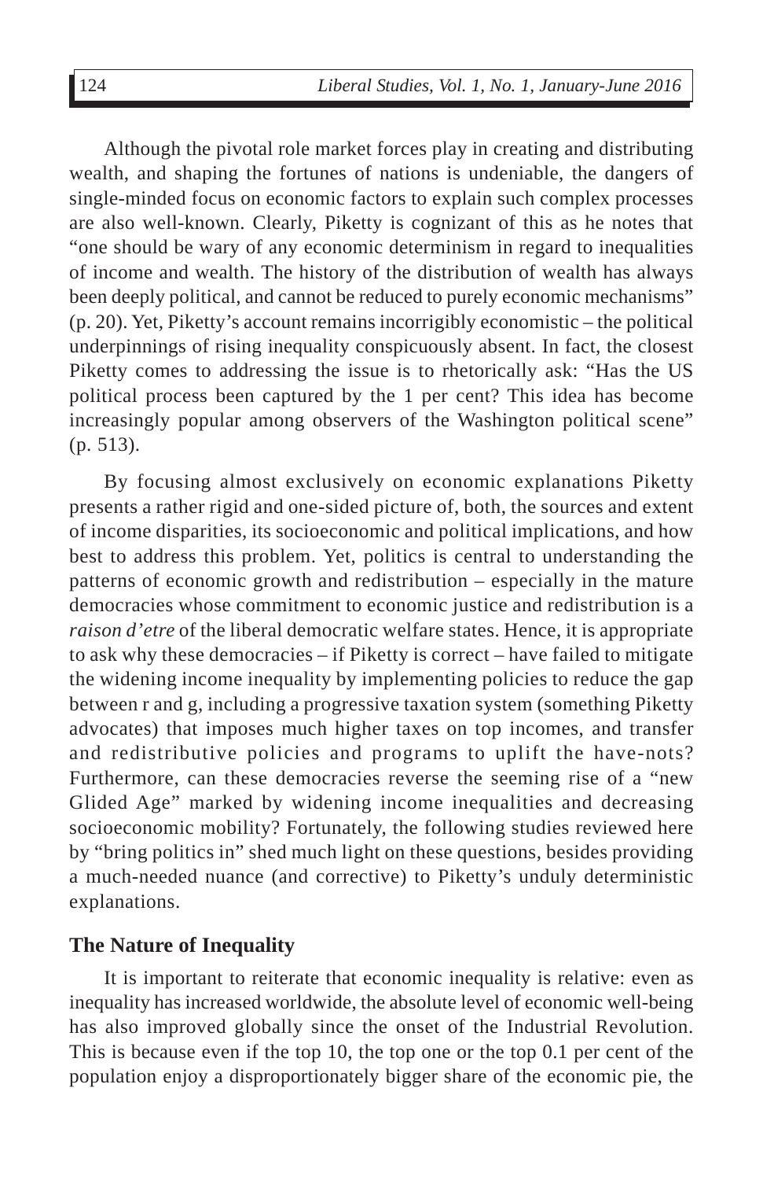Although the pivotal role market forces play in creating and distributing wealth, and shaping the fortunes of nations is undeniable, the dangers of single-minded focus on economic factors to explain such complex processes are also well-known. Clearly, Piketty is cognizant of this as he notes that "one should be wary of any economic determinism in regard to inequalities of income and wealth. The history of the distribution of wealth has always been deeply political, and cannot be reduced to purely economic mechanisms" (p. 20). Yet, Piketty's account remains incorrigibly economistic – the political underpinnings of rising inequality conspicuously absent. In fact, the closest Piketty comes to addressing the issue is to rhetorically ask: "Has the US political process been captured by the 1 per cent? This idea has become increasingly popular among observers of the Washington political scene" (p. 513).

By focusing almost exclusively on economic explanations Piketty presents a rather rigid and one-sided picture of, both, the sources and extent of income disparities, its socioeconomic and political implications, and how best to address this problem. Yet, politics is central to understanding the patterns of economic growth and redistribution – especially in the mature democracies whose commitment to economic justice and redistribution is a *raison d'etre* of the liberal democratic welfare states. Hence, it is appropriate to ask why these democracies – if Piketty is correct – have failed to mitigate the widening income inequality by implementing policies to reduce the gap between r and g, including a progressive taxation system (something Piketty advocates) that imposes much higher taxes on top incomes, and transfer and redistributive policies and programs to uplift the have-nots? Furthermore, can these democracies reverse the seeming rise of a "new Glided Age" marked by widening income inequalities and decreasing socioeconomic mobility? Fortunately, the following studies reviewed here by "bring politics in" shed much light on these questions, besides providing a much-needed nuance (and corrective) to Piketty's unduly deterministic explanations.

## The Nature of Inequality

It is important to reiterate that economic inequality is relative: even as inequality has increased worldwide, the absolute level of economic well-being has also improved globally since the onset of the Industrial Revolution. This is because even if the top 10, the top one or the top 0.1 per cent of the population enjoy a disproportionately bigger share of the economic pie, the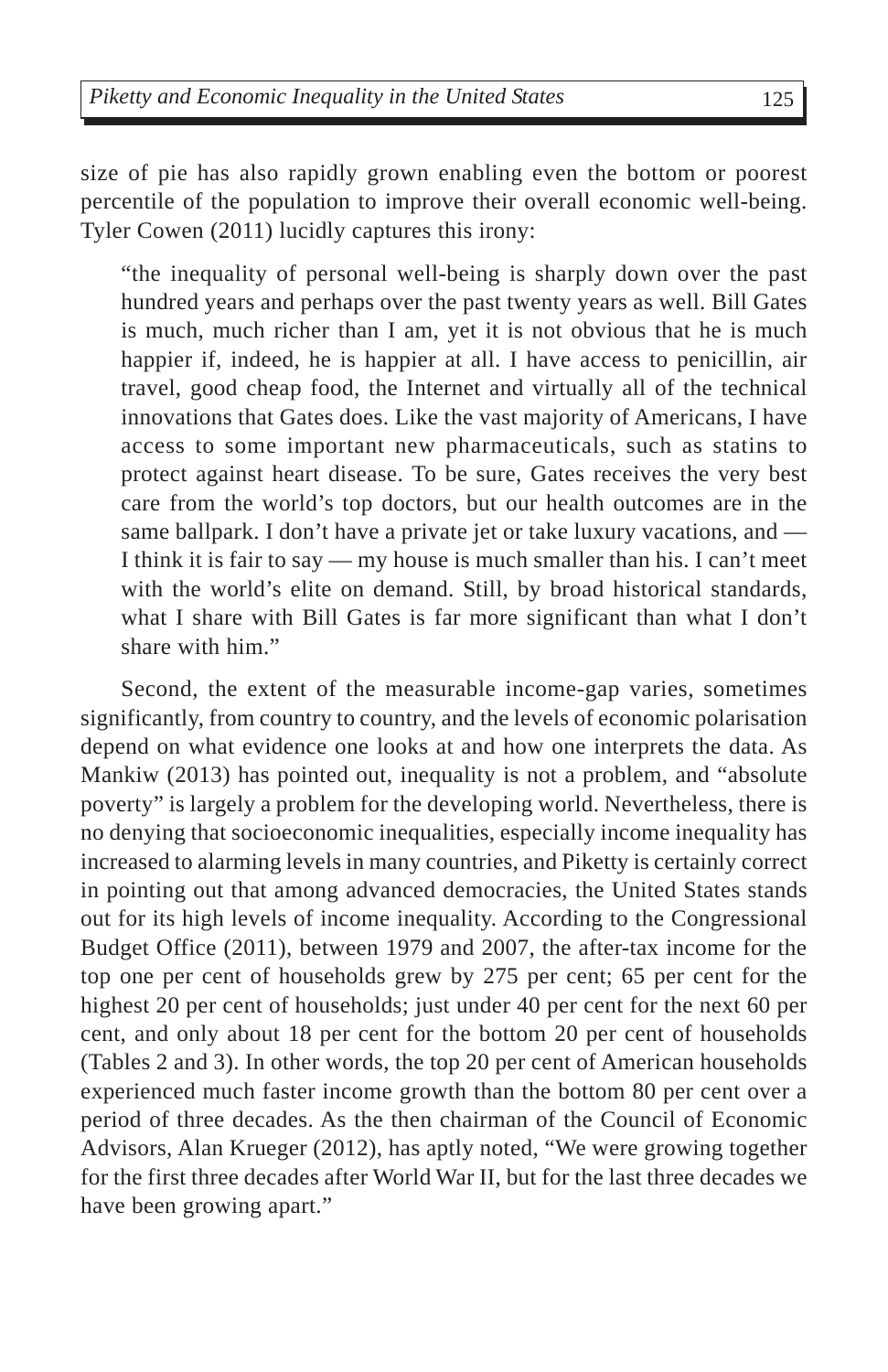size of pie has also rapidly grown enabling even the bottom or poorest percentile of the population to improve their overall economic well-being. Tyler Cowen (2011) lucidly captures this irony:

> "the inequality of personal well-being is sharply down over the past hundred years and perhaps over the past twenty years as well. Bill Gates is much, much richer than I am, yet it is not obvious that he is much happier if, indeed, he is happier at all. I have access to penicillin, air travel, good cheap food, the Internet and virtually all of the technical innovations that Gates does. Like the vast majority of Americans, I have access to some important new pharmaceuticals, such as statins to protect against heart disease. To be sure, Gates receives the very best care from the world's top doctors, but our health outcomes are in the same ballpark. I don't have a private jet or take luxury vacations, and — I think it is fair to say — my house is much smaller than his. I can't meet with the world's elite on demand. Still, by broad historical standards, what I share with Bill Gates is far more significant than what I don't share with him."

Second, the extent of the measurable income-gap varies, sometimes significantly, from country to country, and the levels of economic polarisation depend on what evidence one looks at and how one interprets the data. As Mankiw (2013) has pointed out, inequality is not a problem, and "absolute poverty" is largely a problem for the developing world. Nevertheless, there is no denying that socioeconomic inequalities, especially income inequality has increased to alarming levels in many countries, and Piketty is certainly correct in pointing out that among advanced democracies, the United States stands out for its high levels of income inequality. According to the Congressional Budget Office (2011), between 1979 and 2007, the after-tax income for the top one per cent of households grew by 275 per cent; 65 per cent for the highest 20 per cent of households; just under 40 per cent for the next 60 per cent, and only about 18 per cent for the bottom 20 per cent of households (Tables 2 and 3). In other words, the top 20 per cent of American households experienced much faster income growth than the bottom 80 per cent over a period of three decades. As the then chairman of the Council of Economic Advisors, Alan Krueger (2012), has aptly noted, "We were growing together for the first three decades after World War II, but for the last three decades we have been growing apart."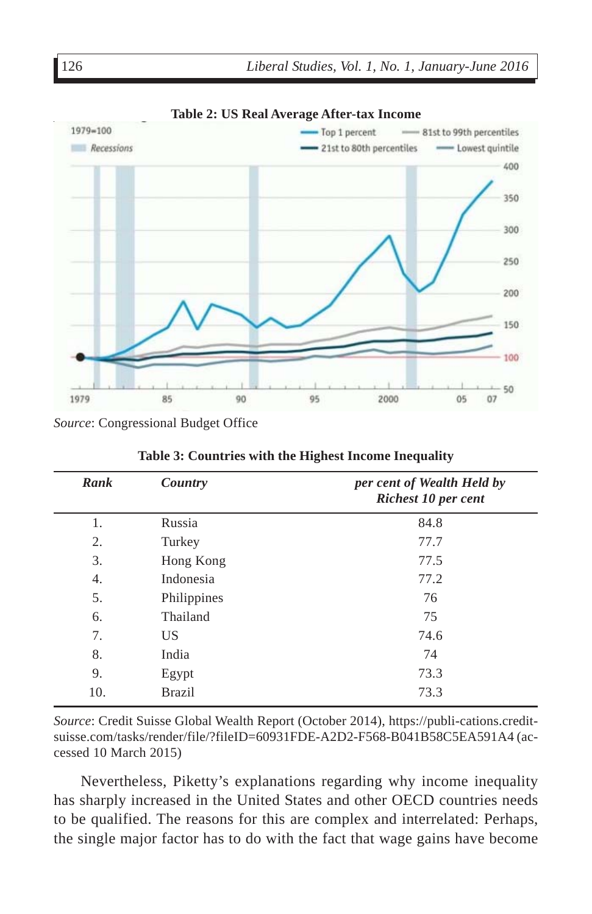**Table 2: US Real Average After-tax Income**

*Source*: Congressional Budget Office

**Table 3: Countries with the Highest Income Inequality**

| *Rank* | *Country* | *per cent of Wealth Held by Richest 10 per cent* |
|---|---|---|
| 1. | Russia | 84.8 |
| 2. | Turkey | 77.7 |
| 3. | Hong Kong | 77.5 |
| 4. | Indonesia | 77.2 |
| 5. | Philippines | 76 |
| 6. | Thailand | 75 |
| 7. | US | 74.6 |
| 8. | India | 74 |
| 9. | Egypt | 73.3 |
| 10. | Brazil | 73.3 |

*Source*: Credit Suisse Global Wealth Report (October 2014), https://publi-cations.credit-suisse.com/tasks/render/file/?fileID=60931FDE-A2D2-F568-B041B58C5EA591A4 (accessed 10 March 2015)

Nevertheless, Piketty's explanations regarding why income inequality has sharply increased in the United States and other OECD countries needs to be qualified. The reasons for this are complex and interrelated: Perhaps, the single major factor has to do with the fact that wage gains have become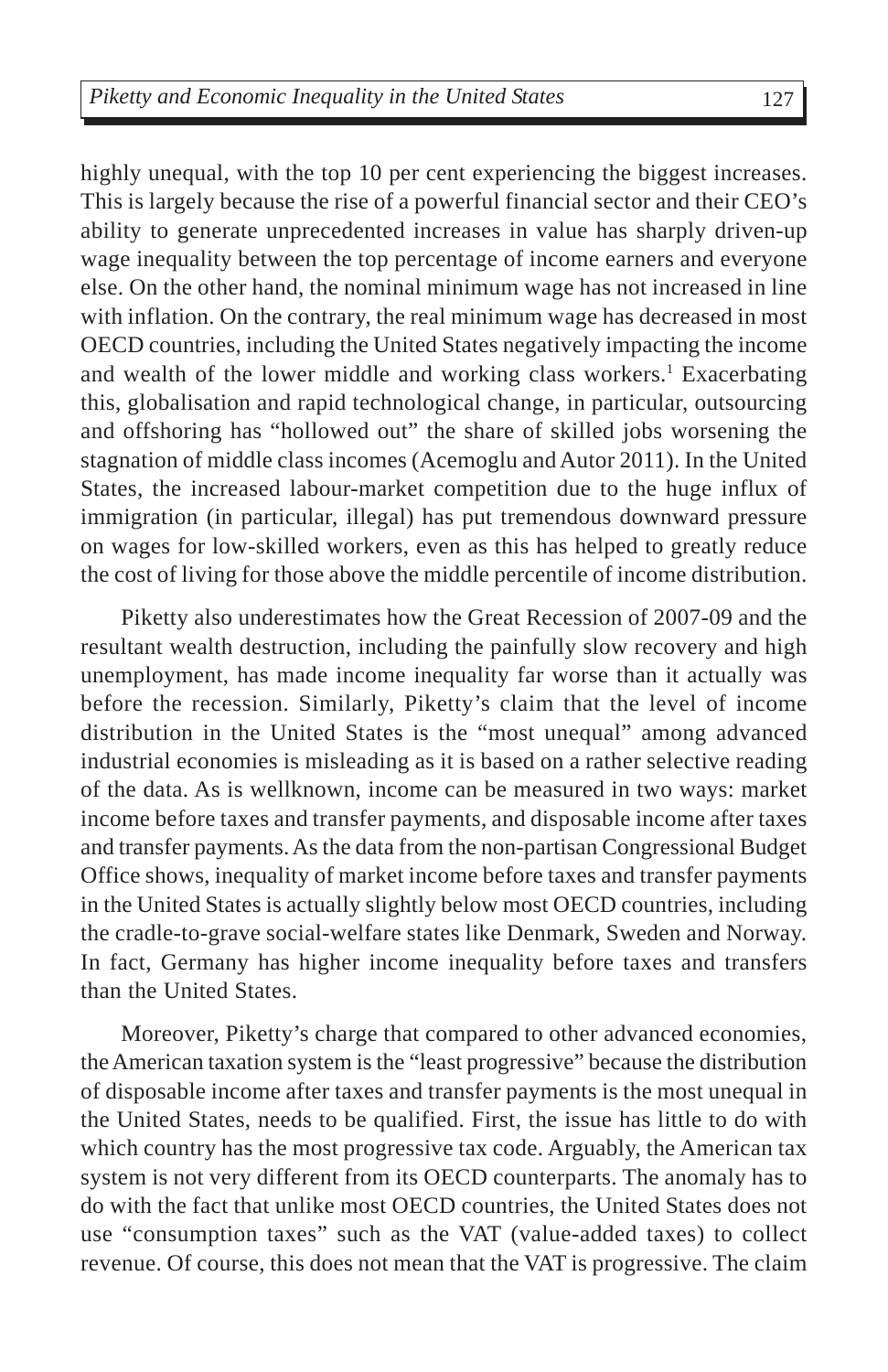highly unequal, with the top 10 per cent experiencing the biggest increases. This is largely because the rise of a powerful financial sector and their CEO's ability to generate unprecedented increases in value has sharply driven-up wage inequality between the top percentage of income earners and everyone else. On the other hand, the nominal minimum wage has not increased in line with inflation. On the contrary, the real minimum wage has decreased in most OECD countries, including the United States negatively impacting the income and wealth of the lower middle and working class workers.[1] Exacerbating this, globalisation and rapid technological change, in particular, outsourcing and offshoring has "hollowed out" the share of skilled jobs worsening the stagnation of middle class incomes (Acemoglu and Autor 2011). In the United States, the increased labour-market competition due to the huge influx of immigration (in particular, illegal) has put tremendous downward pressure on wages for low-skilled workers, even as this has helped to greatly reduce the cost of living for those above the middle percentile of income distribution.

Piketty also underestimates how the Great Recession of 2007-09 and the resultant wealth destruction, including the painfully slow recovery and high unemployment, has made income inequality far worse than it actually was before the recession. Similarly, Piketty's claim that the level of income distribution in the United States is the "most unequal" among advanced industrial economies is misleading as it is based on a rather selective reading of the data. As is wellknown, income can be measured in two ways: market income before taxes and transfer payments, and disposable income after taxes and transfer payments. As the data from the non-partisan Congressional Budget Office shows, inequality of market income before taxes and transfer payments in the United States is actually slightly below most OECD countries, including the cradle-to-grave social-welfare states like Denmark, Sweden and Norway. In fact, Germany has higher income inequality before taxes and transfers than the United States.

Moreover, Piketty's charge that compared to other advanced economies, the American taxation system is the "least progressive" because the distribution of disposable income after taxes and transfer payments is the most unequal in the United States, needs to be qualified. First, the issue has little to do with which country has the most progressive tax code. Arguably, the American tax system is not very different from its OECD counterparts. The anomaly has to do with the fact that unlike most OECD countries, the United States does not use "consumption taxes" such as the VAT (value-added taxes) to collect revenue. Of course, this does not mean that the VAT is progressive. The claim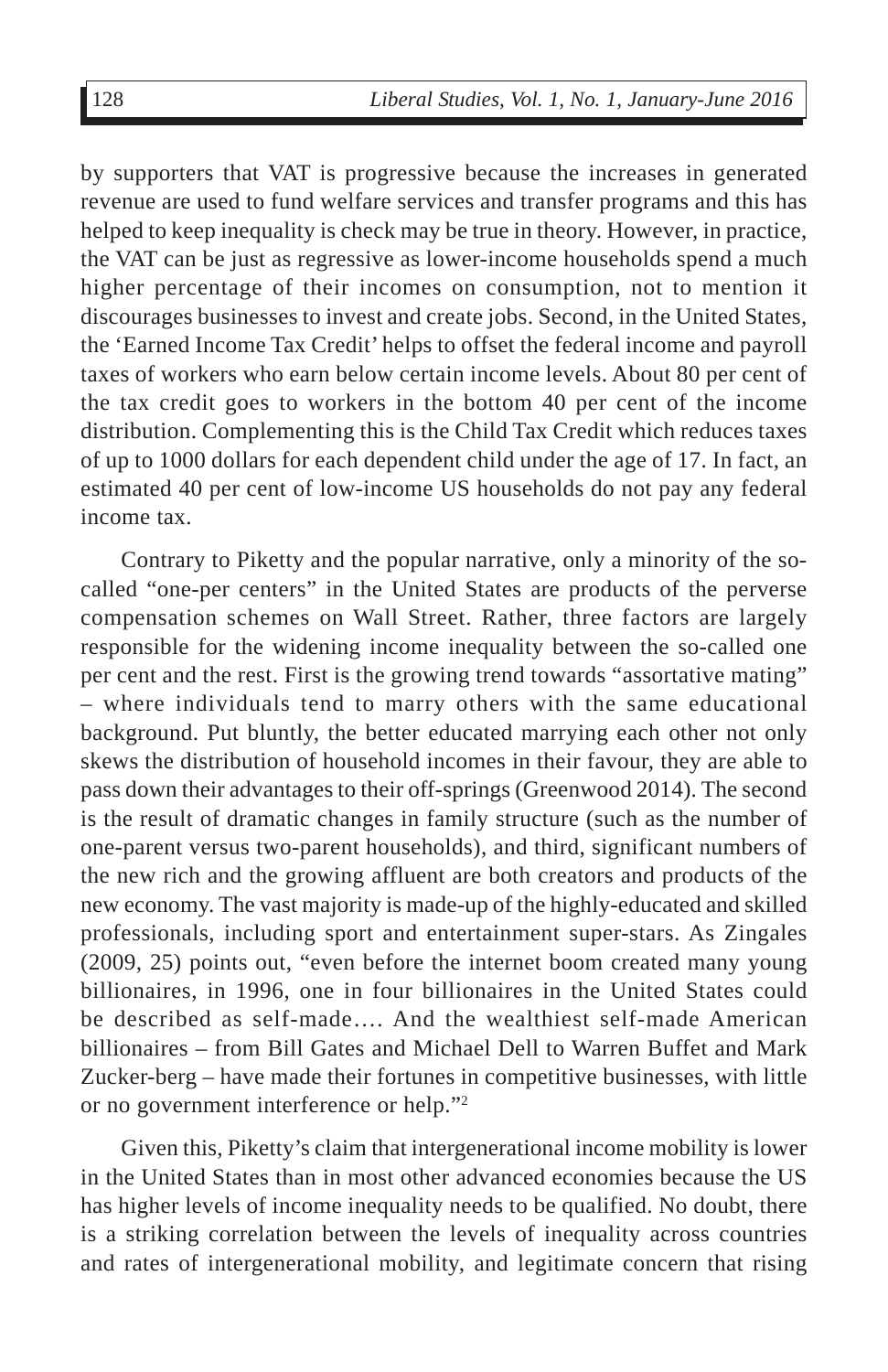by supporters that VAT is progressive because the increases in generated revenue are used to fund welfare services and transfer programs and this has helped to keep inequality is check may be true in theory. However, in practice, the VAT can be just as regressive as lower-income households spend a much higher percentage of their incomes on consumption, not to mention it discourages businesses to invest and create jobs. Second, in the United States, the 'Earned Income Tax Credit' helps to offset the federal income and payroll taxes of workers who earn below certain income levels. About 80 per cent of the tax credit goes to workers in the bottom 40 per cent of the income distribution. Complementing this is the Child Tax Credit which reduces taxes of up to 1000 dollars for each dependent child under the age of 17. In fact, an estimated 40 per cent of low-income US households do not pay any federal income tax.

Contrary to Piketty and the popular narrative, only a minority of the so-called "one-per centers" in the United States are products of the perverse compensation schemes on Wall Street. Rather, three factors are largely responsible for the widening income inequality between the so-called one per cent and the rest. First is the growing trend towards "assortative mating" – where individuals tend to marry others with the same educational background. Put bluntly, the better educated marrying each other not only skews the distribution of household incomes in their favour, they are able to pass down their advantages to their off-springs (Greenwood 2014). The second is the result of dramatic changes in family structure (such as the number of one-parent versus two-parent households), and third, significant numbers of the new rich and the growing affluent are both creators and products of the new economy. The vast majority is made-up of the highly-educated and skilled professionals, including sport and entertainment super-stars. As Zingales (2009, 25) points out, "even before the internet boom created many young billionaires, in 1996, one in four billionaires in the United States could be described as self-made…. And the wealthiest self-made American billionaires – from Bill Gates and Michael Dell to Warren Buffet and Mark Zucker-berg – have made their fortunes in competitive businesses, with little or no government interference or help."[2]

Given this, Piketty's claim that intergenerational income mobility is lower in the United States than in most other advanced economies because the US has higher levels of income inequality needs to be qualified. No doubt, there is a striking correlation between the levels of inequality across countries and rates of intergenerational mobility, and legitimate concern that rising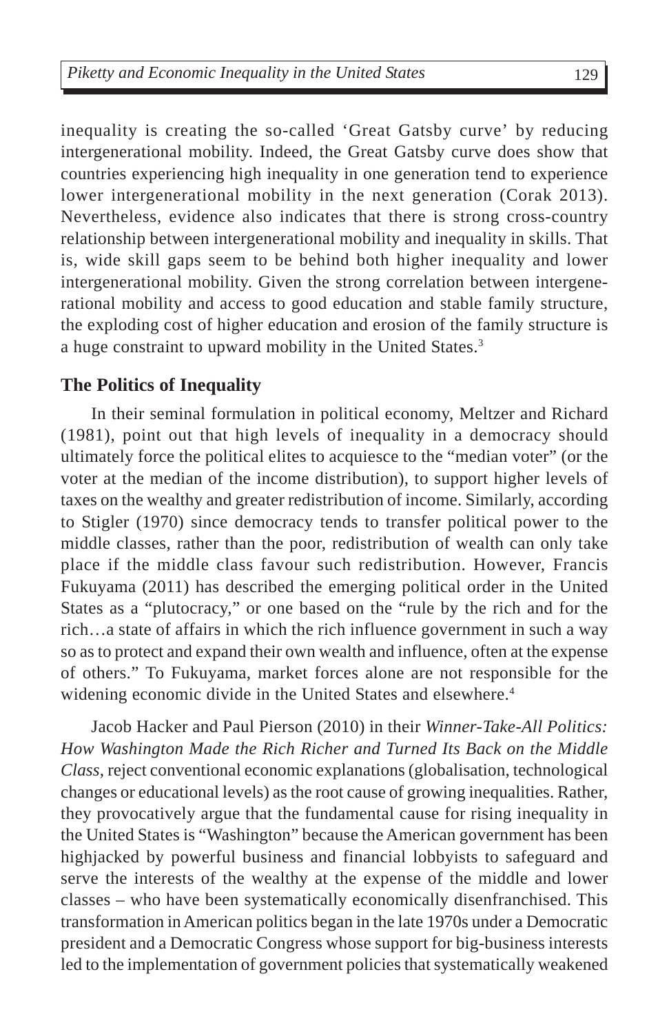inequality is creating the so-called 'Great Gatsby curve' by reducing intergenerational mobility. Indeed, the Great Gatsby curve does show that countries experiencing high inequality in one generation tend to experience lower intergenerational mobility in the next generation (Corak 2013). Nevertheless, evidence also indicates that there is strong cross-country relationship between intergenerational mobility and inequality in skills. That is, wide skill gaps seem to be behind both higher inequality and lower intergenerational mobility. Given the strong correlation between intergenerational mobility and access to good education and stable family structure, the exploding cost of higher education and erosion of the family structure is a huge constraint to upward mobility in the United States.[3]

## The Politics of Inequality

In their seminal formulation in political economy, Meltzer and Richard (1981), point out that high levels of inequality in a democracy should ultimately force the political elites to acquiesce to the "median voter" (or the voter at the median of the income distribution), to support higher levels of taxes on the wealthy and greater redistribution of income. Similarly, according to Stigler (1970) since democracy tends to transfer political power to the middle classes, rather than the poor, redistribution of wealth can only take place if the middle class favour such redistribution. However, Francis Fukuyama (2011) has described the emerging political order in the United States as a "plutocracy," or one based on the "rule by the rich and for the rich…a state of affairs in which the rich influence government in such a way so as to protect and expand their own wealth and influence, often at the expense of others." To Fukuyama, market forces alone are not responsible for the widening economic divide in the United States and elsewhere.[4]

Jacob Hacker and Paul Pierson (2010) in their *Winner-Take-All Politics: How Washington Made the Rich Richer and Turned Its Back on the Middle Class*, reject conventional economic explanations (globalisation, technological changes or educational levels) as the root cause of growing inequalities. Rather, they provocatively argue that the fundamental cause for rising inequality in the United States is "Washington" because the American government has been highjacked by powerful business and financial lobbyists to safeguard and serve the interests of the wealthy at the expense of the middle and lower classes – who have been systematically economically disenfranchised. This transformation in American politics began in the late 1970s under a Democratic president and a Democratic Congress whose support for big-business interests led to the implementation of government policies that systematically weakened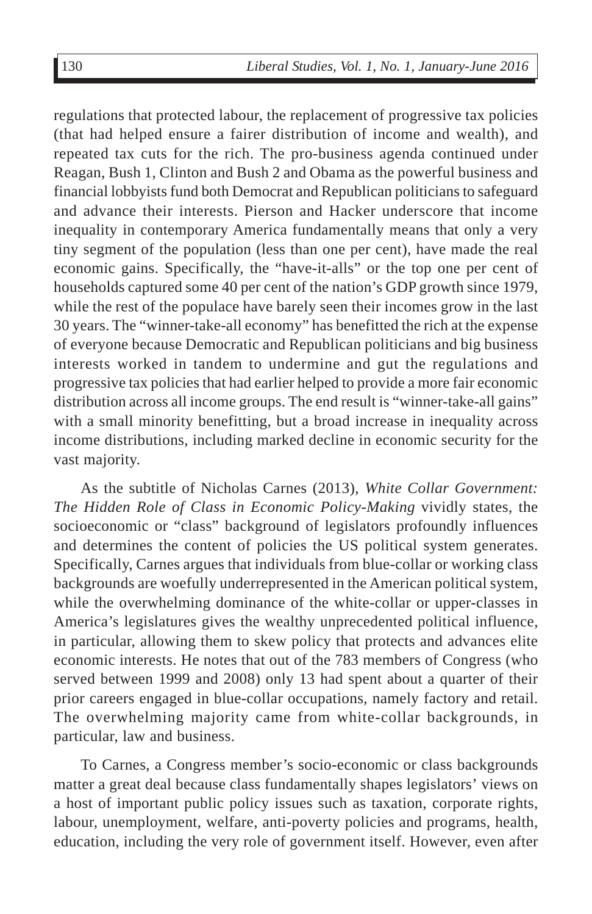regulations that protected labour, the replacement of progressive tax policies (that had helped ensure a fairer distribution of income and wealth), and repeated tax cuts for the rich. The pro-business agenda continued under Reagan, Bush 1, Clinton and Bush 2 and Obama as the powerful business and financial lobbyists fund both Democrat and Republican politicians to safeguard and advance their interests. Pierson and Hacker underscore that income inequality in contemporary America fundamentally means that only a very tiny segment of the population (less than one per cent), have made the real economic gains. Specifically, the "have-it-alls" or the top one per cent of households captured some 40 per cent of the nation's GDP growth since 1979, while the rest of the populace have barely seen their incomes grow in the last 30 years. The "winner-take-all economy" has benefitted the rich at the expense of everyone because Democratic and Republican politicians and big business interests worked in tandem to undermine and gut the regulations and progressive tax policies that had earlier helped to provide a more fair economic distribution across all income groups. The end result is "winner-take-all gains" with a small minority benefitting, but a broad increase in inequality across income distributions, including marked decline in economic security for the vast majority.

As the subtitle of Nicholas Carnes (2013), *White Collar Government: The Hidden Role of Class in Economic Policy-Making* vividly states, the socioeconomic or "class" background of legislators profoundly influences and determines the content of policies the US political system generates. Specifically, Carnes argues that individuals from blue-collar or working class backgrounds are woefully underrepresented in the American political system, while the overwhelming dominance of the white-collar or upper-classes in America's legislatures gives the wealthy unprecedented political influence, in particular, allowing them to skew policy that protects and advances elite economic interests. He notes that out of the 783 members of Congress (who served between 1999 and 2008) only 13 had spent about a quarter of their prior careers engaged in blue-collar occupations, namely factory and retail. The overwhelming majority came from white-collar backgrounds, in particular, law and business.

To Carnes, a Congress member's socio-economic or class backgrounds matter a great deal because class fundamentally shapes legislators' views on a host of important public policy issues such as taxation, corporate rights, labour, unemployment, welfare, anti-poverty policies and programs, health, education, including the very role of government itself. However, even after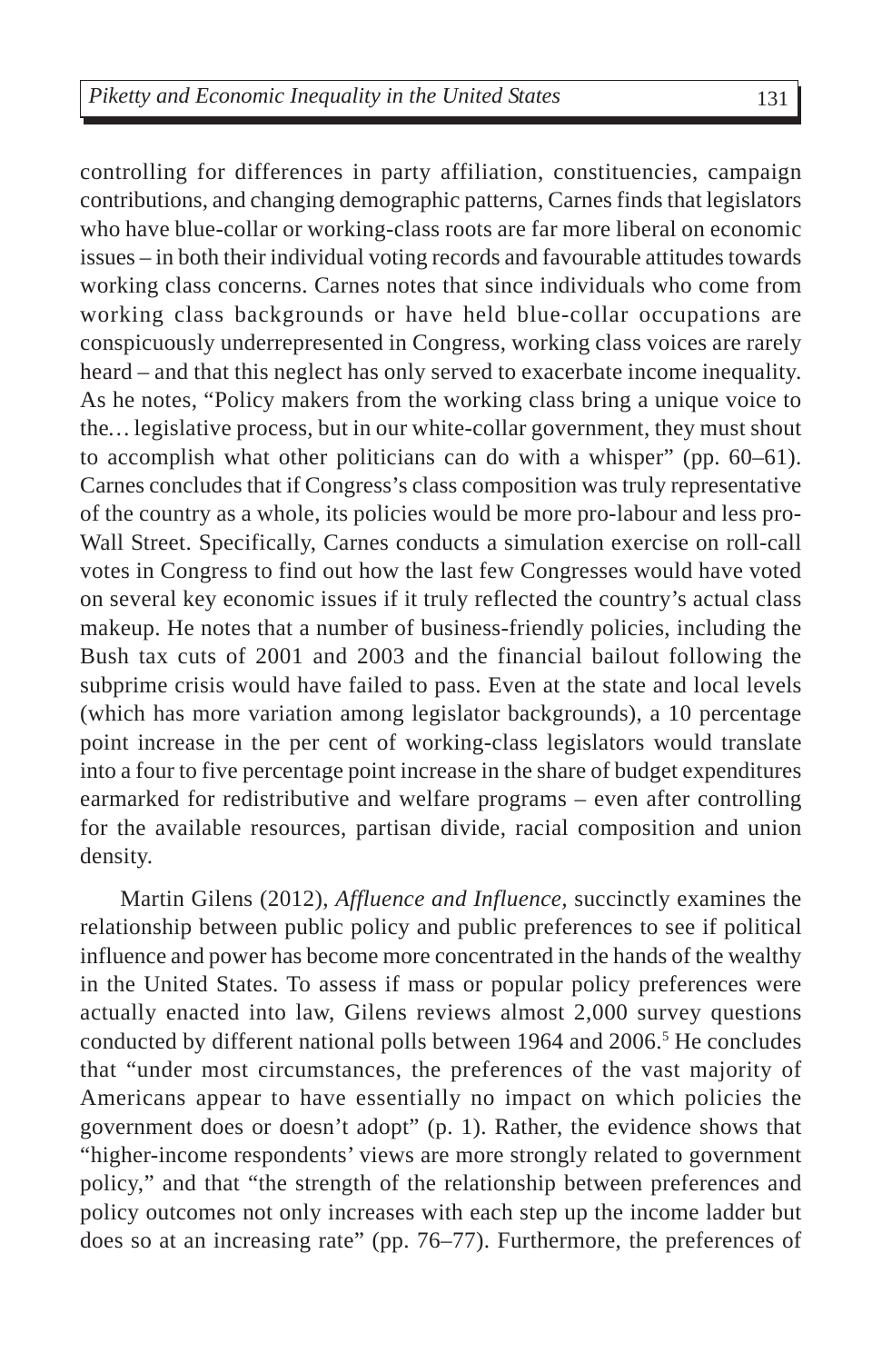controlling for differences in party affiliation, constituencies, campaign contributions, and changing demographic patterns, Carnes finds that legislators who have blue-collar or working-class roots are far more liberal on economic issues – in both their individual voting records and favourable attitudes towards working class concerns. Carnes notes that since individuals who come from working class backgrounds or have held blue-collar occupations are conspicuously underrepresented in Congress, working class voices are rarely heard – and that this neglect has only served to exacerbate income inequality. As he notes, "Policy makers from the working class bring a unique voice to the… legislative process, but in our white-collar government, they must shout to accomplish what other politicians can do with a whisper" (pp. 60–61). Carnes concludes that if Congress's class composition was truly representative of the country as a whole, its policies would be more pro-labour and less pro-Wall Street. Specifically, Carnes conducts a simulation exercise on roll-call votes in Congress to find out how the last few Congresses would have voted on several key economic issues if it truly reflected the country's actual class makeup. He notes that a number of business-friendly policies, including the Bush tax cuts of 2001 and 2003 and the financial bailout following the subprime crisis would have failed to pass. Even at the state and local levels (which has more variation among legislator backgrounds), a 10 percentage point increase in the per cent of working-class legislators would translate into a four to five percentage point increase in the share of budget expenditures earmarked for redistributive and welfare programs – even after controlling for the available resources, partisan divide, racial composition and union density.

Martin Gilens (2012), *Affluence and Influence*, succinctly examines the relationship between public policy and public preferences to see if political influence and power has become more concentrated in the hands of the wealthy in the United States. To assess if mass or popular policy preferences were actually enacted into law, Gilens reviews almost 2,000 survey questions conducted by different national polls between 1964 and 2006.[5] He concludes that "under most circumstances, the preferences of the vast majority of Americans appear to have essentially no impact on which policies the government does or doesn't adopt" (p. 1). Rather, the evidence shows that "higher-income respondents' views are more strongly related to government policy," and that "the strength of the relationship between preferences and policy outcomes not only increases with each step up the income ladder but does so at an increasing rate" (pp. 76–77). Furthermore, the preferences of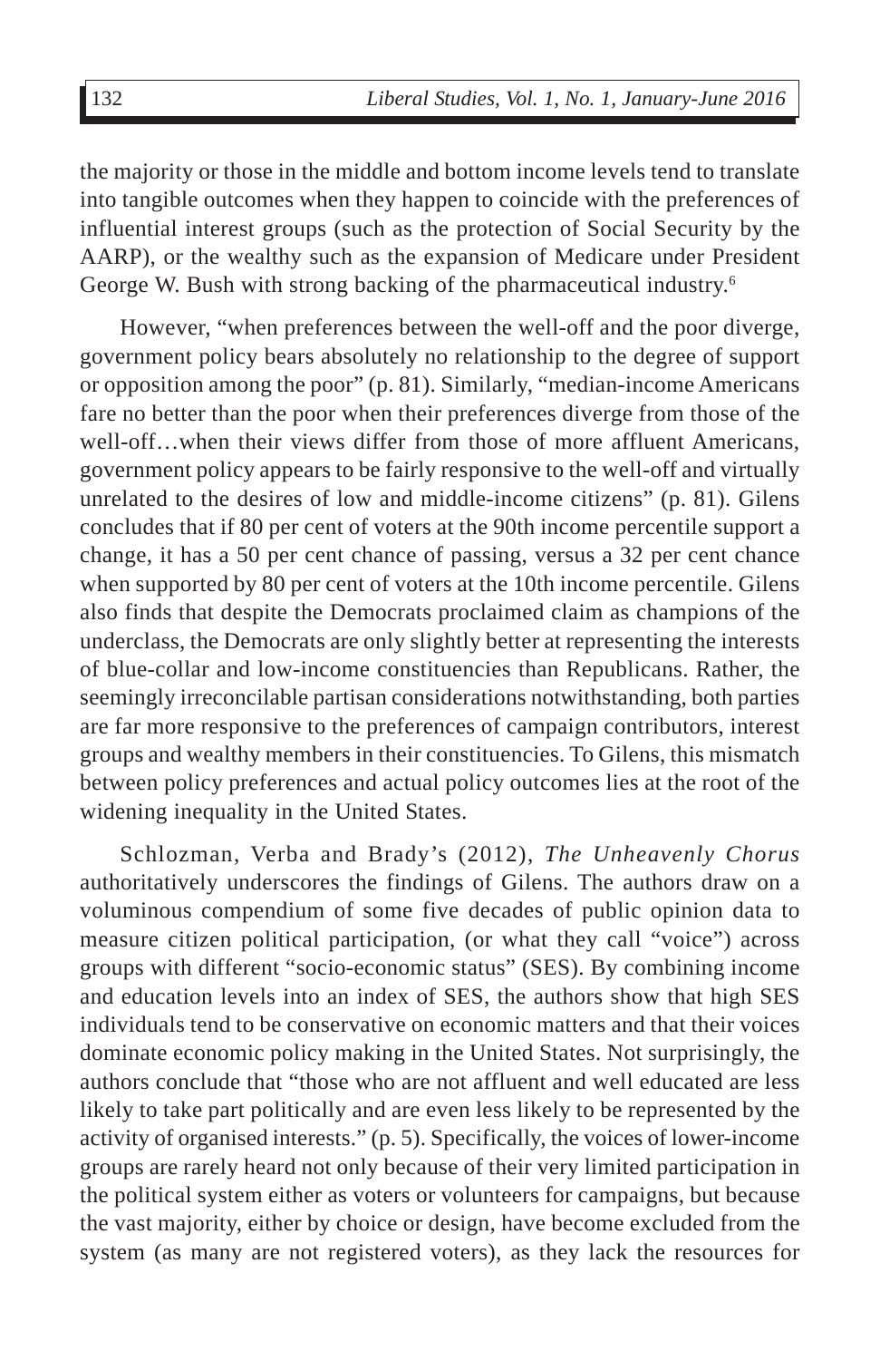the majority or those in the middle and bottom income levels tend to translate into tangible outcomes when they happen to coincide with the preferences of influential interest groups (such as the protection of Social Security by the AARP), or the wealthy such as the expansion of Medicare under President George W. Bush with strong backing of the pharmaceutical industry.[6]

However, "when preferences between the well-off and the poor diverge, government policy bears absolutely no relationship to the degree of support or opposition among the poor" (p. 81). Similarly, "median-income Americans fare no better than the poor when their preferences diverge from those of the well-off…when their views differ from those of more affluent Americans, government policy appears to be fairly responsive to the well-off and virtually unrelated to the desires of low and middle-income citizens" (p. 81). Gilens concludes that if 80 per cent of voters at the 90th income percentile support a change, it has a 50 per cent chance of passing, versus a 32 per cent chance when supported by 80 per cent of voters at the 10th income percentile. Gilens also finds that despite the Democrats proclaimed claim as champions of the underclass, the Democrats are only slightly better at representing the interests of blue-collar and low-income constituencies than Republicans. Rather, the seemingly irreconcilable partisan considerations notwithstanding, both parties are far more responsive to the preferences of campaign contributors, interest groups and wealthy members in their constituencies. To Gilens, this mismatch between policy preferences and actual policy outcomes lies at the root of the widening inequality in the United States.

Schlozman, Verba and Brady's (2012), *The Unheavenly Chorus* authoritatively underscores the findings of Gilens. The authors draw on a voluminous compendium of some five decades of public opinion data to measure citizen political participation, (or what they call "voice") across groups with different "socio-economic status" (SES). By combining income and education levels into an index of SES, the authors show that high SES individuals tend to be conservative on economic matters and that their voices dominate economic policy making in the United States. Not surprisingly, the authors conclude that "those who are not affluent and well educated are less likely to take part politically and are even less likely to be represented by the activity of organised interests." (p. 5). Specifically, the voices of lower-income groups are rarely heard not only because of their very limited participation in the political system either as voters or volunteers for campaigns, but because the vast majority, either by choice or design, have become excluded from the system (as many are not registered voters), as they lack the resources for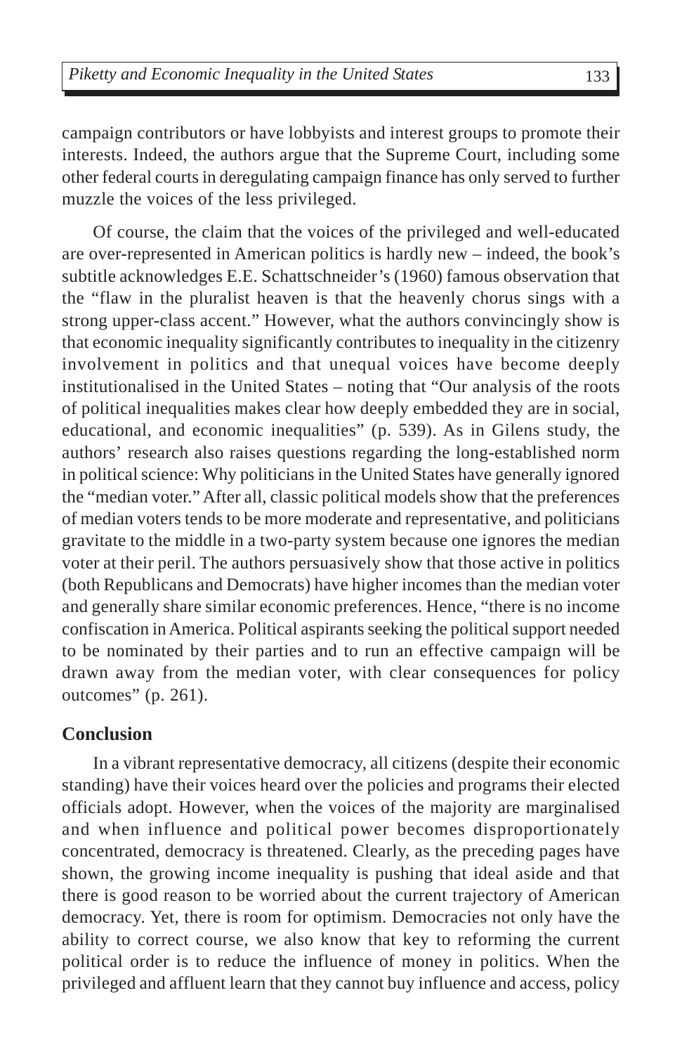campaign contributors or have lobbyists and interest groups to promote their interests. Indeed, the authors argue that the Supreme Court, including some other federal courts in deregulating campaign finance has only served to further muzzle the voices of the less privileged.

Of course, the claim that the voices of the privileged and well-educated are over-represented in American politics is hardly new – indeed, the book's subtitle acknowledges E.E. Schattschneider's (1960) famous observation that the "flaw in the pluralist heaven is that the heavenly chorus sings with a strong upper-class accent." However, what the authors convincingly show is that economic inequality significantly contributes to inequality in the citizenry involvement in politics and that unequal voices have become deeply institutionalised in the United States – noting that "Our analysis of the roots of political inequalities makes clear how deeply embedded they are in social, educational, and economic inequalities" (p. 539). As in Gilens study, the authors' research also raises questions regarding the long-established norm in political science: Why politicians in the United States have generally ignored the "median voter." After all, classic political models show that the preferences of median voters tends to be more moderate and representative, and politicians gravitate to the middle in a two-party system because one ignores the median voter at their peril. The authors persuasively show that those active in politics (both Republicans and Democrats) have higher incomes than the median voter and generally share similar economic preferences. Hence, "there is no income confiscation in America. Political aspirants seeking the political support needed to be nominated by their parties and to run an effective campaign will be drawn away from the median voter, with clear consequences for policy outcomes" (p. 261).

## Conclusion

In a vibrant representative democracy, all citizens (despite their economic standing) have their voices heard over the policies and programs their elected officials adopt. However, when the voices of the majority are marginalised and when influence and political power becomes disproportionately concentrated, democracy is threatened. Clearly, as the preceding pages have shown, the growing income inequality is pushing that ideal aside and that there is good reason to be worried about the current trajectory of American democracy. Yet, there is room for optimism. Democracies not only have the ability to correct course, we also know that key to reforming the current political order is to reduce the influence of money in politics. When the privileged and affluent learn that they cannot buy influence and access, policy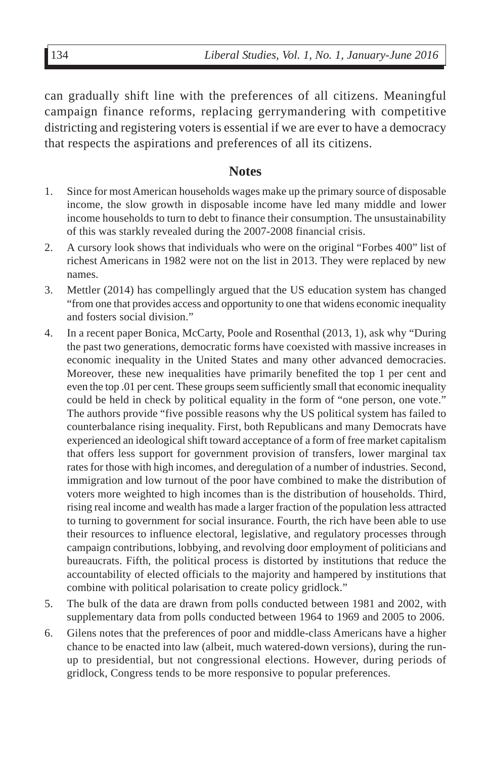can gradually shift line with the preferences of all citizens. Meaningful campaign finance reforms, replacing gerrymandering with competitive districting and registering voters is essential if we are ever to have a democracy that respects the aspirations and preferences of all its citizens.

## Notes

1. Since for most American households wages make up the primary source of disposable income, the slow growth in disposable income have led many middle and lower income households to turn to debt to finance their consumption. The unsustainability of this was starkly revealed during the 2007-2008 financial crisis.
2. A cursory look shows that individuals who were on the original "Forbes 400" list of richest Americans in 1982 were not on the list in 2013. They were replaced by new names.
3. Mettler (2014) has compellingly argued that the US education system has changed "from one that provides access and opportunity to one that widens economic inequality and fosters social division."
4. In a recent paper Bonica, McCarty, Poole and Rosenthal (2013, 1), ask why "During the past two generations, democratic forms have coexisted with massive increases in economic inequality in the United States and many other advanced democracies. Moreover, these new inequalities have primarily benefited the top 1 per cent and even the top .01 per cent. These groups seem sufficiently small that economic inequality could be held in check by political equality in the form of "one person, one vote." The authors provide "five possible reasons why the US political system has failed to counterbalance rising inequality. First, both Republicans and many Democrats have experienced an ideological shift toward acceptance of a form of free market capitalism that offers less support for government provision of transfers, lower marginal tax rates for those with high incomes, and deregulation of a number of industries. Second, immigration and low turnout of the poor have combined to make the distribution of voters more weighted to high incomes than is the distribution of households. Third, rising real income and wealth has made a larger fraction of the population less attracted to turning to government for social insurance. Fourth, the rich have been able to use their resources to influence electoral, legislative, and regulatory processes through campaign contributions, lobbying, and revolving door employment of politicians and bureaucrats. Fifth, the political process is distorted by institutions that reduce the accountability of elected officials to the majority and hampered by institutions that combine with political polarisation to create policy gridlock."
5. The bulk of the data are drawn from polls conducted between 1981 and 2002, with supplementary data from polls conducted between 1964 to 1969 and 2005 to 2006.
6. Gilens notes that the preferences of poor and middle-class Americans have a higher chance to be enacted into law (albeit, much watered-down versions), during the run-up to presidential, but not congressional elections. However, during periods of gridlock, Congress tends to be more responsive to popular preferences.